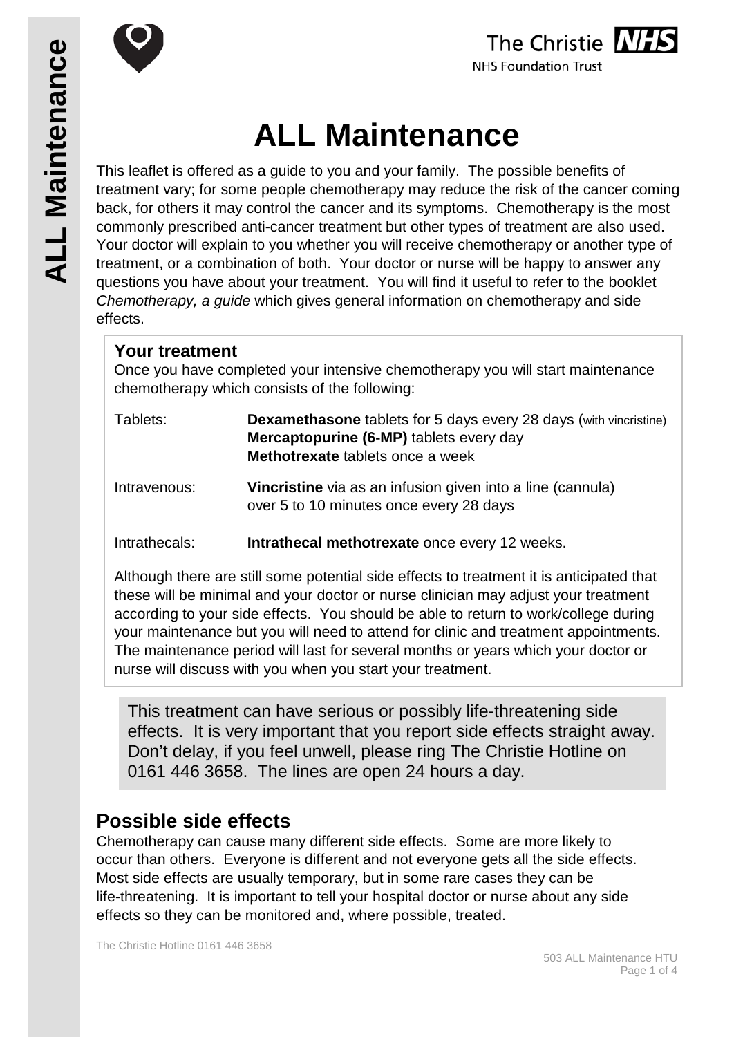# ALL Maintenance

This leaflet is offered as a guide to you and your family. The possible benefits of treatment vary; for some people chemotherapy may reduce the risk of the cancer coming back, for others it may control the cancer and its symptoms. Chemotherapy is the most commonly prescribed anti-cancer treatment but other types of treatment are also used. Your doctor will explain to you whether you will receive chemotherapy or another type of treatment, or a combination of both. Your doctor or nurse will be happy to answer any questions you have about your treatment. You will find it useful to refer to the booklet *Chemotherapy, a guide* which gives general information on chemotherapy and side effects.

## Your treatment

Once you have completed your intensive chemotherapy you will start maintenance chemotherapy which consists of the following:

| | |
|---|---|
| Tablets: | **Dexamethasone** tablets for 5 days every 28 days (with vincristine)<br>**Mercaptopurine (6-MP)** tablets every day<br>**Methotrexate** tablets once a week |
| Intravenous: | **Vincristine** via as an infusion given into a line (cannula) over 5 to 10 minutes once every 28 days |
| Intrathecals: | **Intrathecal methotrexate** once every 12 weeks. |

Although there are still some potential side effects to treatment it is anticipated that these will be minimal and your doctor or nurse clinician may adjust your treatment according to your side effects. You should be able to return to work/college during your maintenance but you will need to attend for clinic and treatment appointments. The maintenance period will last for several months or years which your doctor or nurse will discuss with you when you start your treatment.

This treatment can have serious or possibly life-threatening side effects. It is very important that you report side effects straight away. Don't delay, if you feel unwell, please ring The Christie Hotline on 0161 446 3658. The lines are open 24 hours a day.

## Possible side effects

Chemotherapy can cause many different side effects. Some are more likely to occur than others. Everyone is different and not everyone gets all the side effects. Most side effects are usually temporary, but in some rare cases they can be life-threatening. It is important to tell your hospital doctor or nurse about any side effects so they can be monitored and, where possible, treated.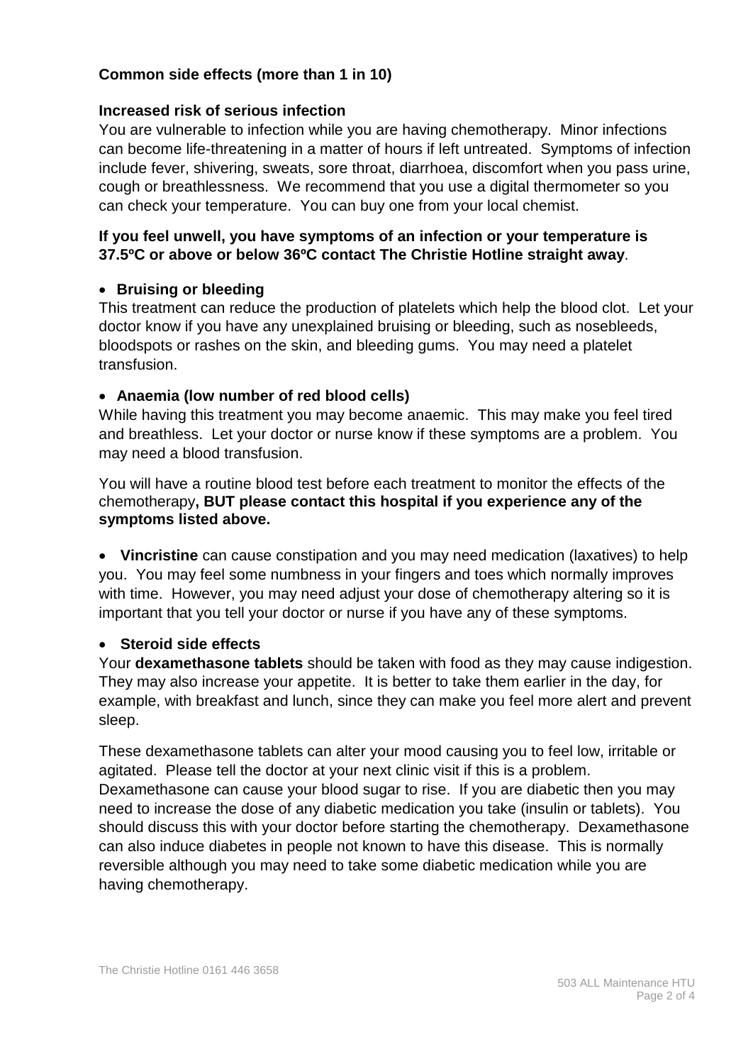### Common side effects (more than 1 in 10)

#### Increased risk of serious infection

You are vulnerable to infection while you are having chemotherapy. Minor infections can become life-threatening in a matter of hours if left untreated. Symptoms of infection include fever, shivering, sweats, sore throat, diarrhoea, discomfort when you pass urine, cough or breathlessness. We recommend that you use a digital thermometer so you can check your temperature. You can buy one from your local chemist.

**If you feel unwell, you have symptoms of an infection or your temperature is 37.5ºC or above or below 36ºC contact The Christie Hotline straight away**.

- **Bruising or bleeding**

This treatment can reduce the production of platelets which help the blood clot. Let your doctor know if you have any unexplained bruising or bleeding, such as nosebleeds, bloodspots or rashes on the skin, and bleeding gums. You may need a platelet transfusion.

- **Anaemia (low number of red blood cells)**

While having this treatment you may become anaemic. This may make you feel tired and breathless. Let your doctor or nurse know if these symptoms are a problem. You may need a blood transfusion.

You will have a routine blood test before each treatment to monitor the effects of the chemotherapy**, BUT please contact this hospital if you experience any of the symptoms listed above.**

- **Vincristine** can cause constipation and you may need medication (laxatives) to help you. You may feel some numbness in your fingers and toes which normally improves with time. However, you may need adjust your dose of chemotherapy altering so it is important that you tell your doctor or nurse if you have any of these symptoms.

- **Steroid side effects**

Your **dexamethasone tablets** should be taken with food as they may cause indigestion. They may also increase your appetite. It is better to take them earlier in the day, for example, with breakfast and lunch, since they can make you feel more alert and prevent sleep.

These dexamethasone tablets can alter your mood causing you to feel low, irritable or agitated. Please tell the doctor at your next clinic visit if this is a problem. Dexamethasone can cause your blood sugar to rise. If you are diabetic then you may need to increase the dose of any diabetic medication you take (insulin or tablets). You should discuss this with your doctor before starting the chemotherapy. Dexamethasone can also induce diabetes in people not known to have this disease. This is normally reversible although you may need to take some diabetic medication while you are having chemotherapy.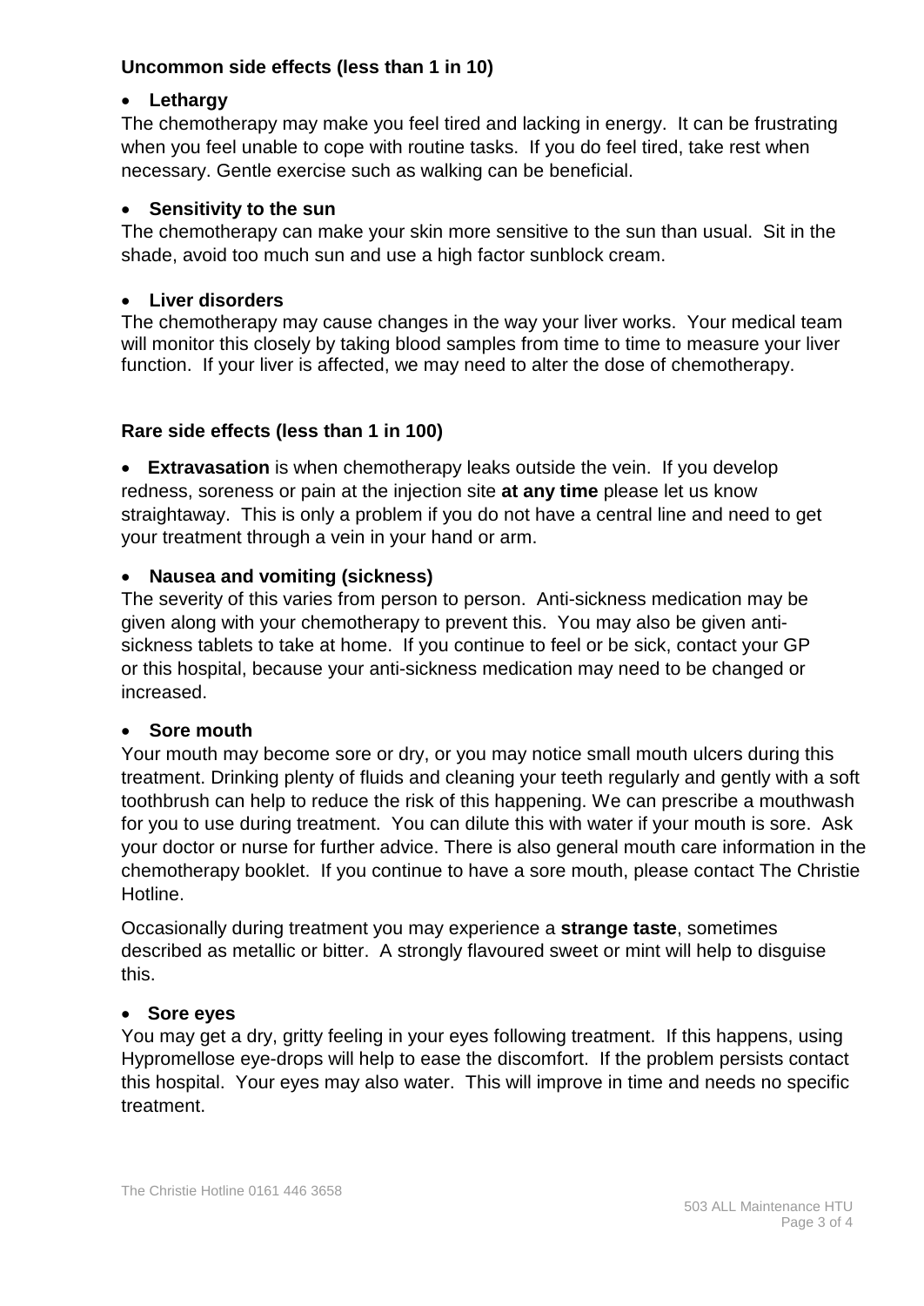### Uncommon side effects (less than 1 in 10)

- **Lethargy**

The chemotherapy may make you feel tired and lacking in energy. It can be frustrating when you feel unable to cope with routine tasks. If you do feel tired, take rest when necessary. Gentle exercise such as walking can be beneficial.

- **Sensitivity to the sun**

The chemotherapy can make your skin more sensitive to the sun than usual. Sit in the shade, avoid too much sun and use a high factor sunblock cream.

- **Liver disorders**

The chemotherapy may cause changes in the way your liver works. Your medical team will monitor this closely by taking blood samples from time to time to measure your liver function. If your liver is affected, we may need to alter the dose of chemotherapy.

### Rare side effects (less than 1 in 100)

- **Extravasation** is when chemotherapy leaks outside the vein. If you develop redness, soreness or pain at the injection site **at any time** please let us know straightaway. This is only a problem if you do not have a central line and need to get your treatment through a vein in your hand or arm.

- **Nausea and vomiting (sickness)**

The severity of this varies from person to person. Anti-sickness medication may be given along with your chemotherapy to prevent this. You may also be given anti-sickness tablets to take at home. If you continue to feel or be sick, contact your GP or this hospital, because your anti-sickness medication may need to be changed or increased.

- **Sore mouth**

Your mouth may become sore or dry, or you may notice small mouth ulcers during this treatment. Drinking plenty of fluids and cleaning your teeth regularly and gently with a soft toothbrush can help to reduce the risk of this happening. We can prescribe a mouthwash for you to use during treatment. You can dilute this with water if your mouth is sore. Ask your doctor or nurse for further advice. There is also general mouth care information in the chemotherapy booklet. If you continue to have a sore mouth, please contact The Christie Hotline.

Occasionally during treatment you may experience a **strange taste**, sometimes described as metallic or bitter. A strongly flavoured sweet or mint will help to disguise this.

- **Sore eyes**

You may get a dry, gritty feeling in your eyes following treatment. If this happens, using Hypromellose eye-drops will help to ease the discomfort. If the problem persists contact this hospital. Your eyes may also water. This will improve in time and needs no specific treatment.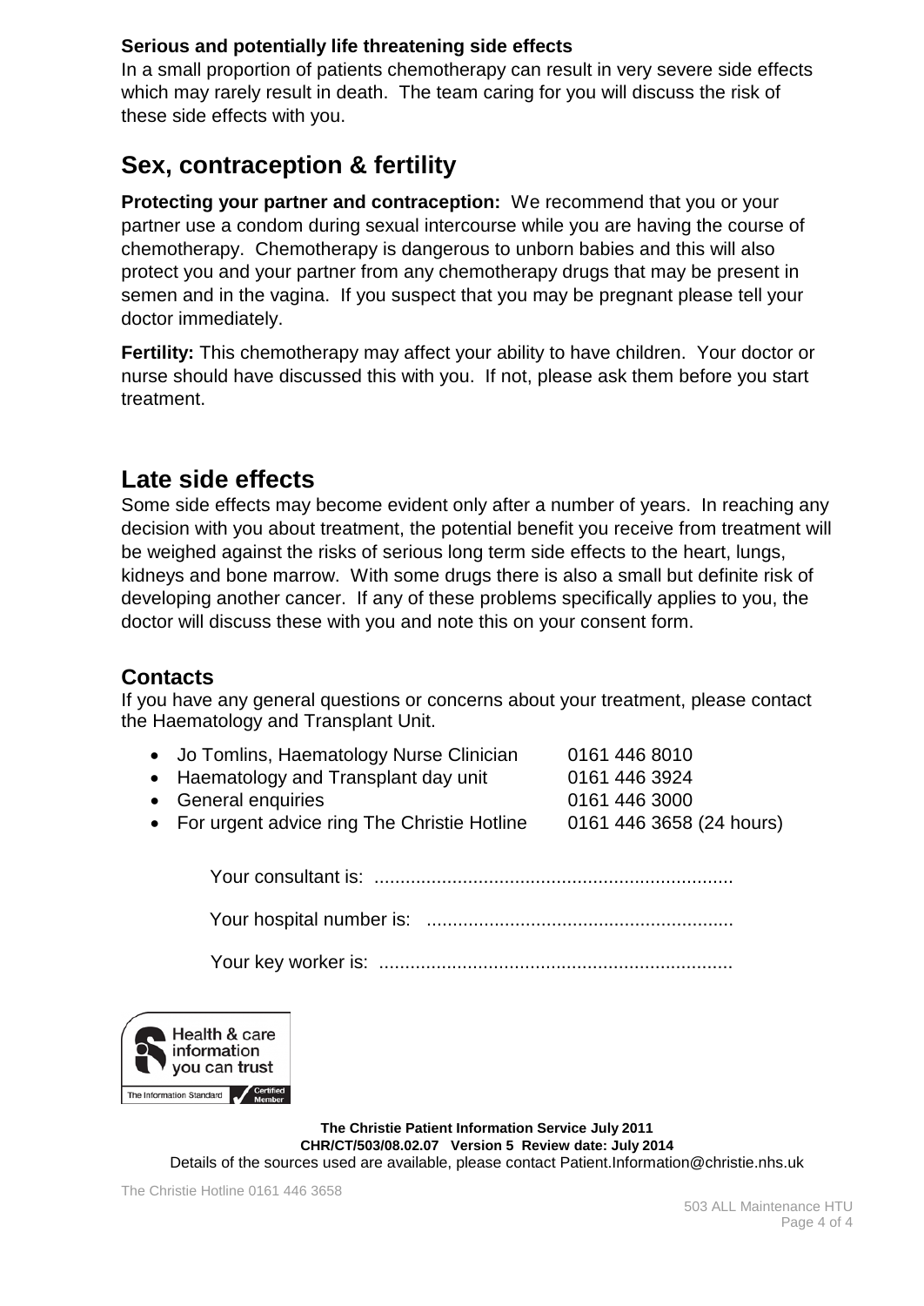**Serious and potentially life threatening side effects**

In a small proportion of patients chemotherapy can result in very severe side effects which may rarely result in death. The team caring for you will discuss the risk of these side effects with you.

## Sex, contraception & fertility

**Protecting your partner and contraception:** We recommend that you or your partner use a condom during sexual intercourse while you are having the course of chemotherapy. Chemotherapy is dangerous to unborn babies and this will also protect you and your partner from any chemotherapy drugs that may be present in semen and in the vagina. If you suspect that you may be pregnant please tell your doctor immediately.

**Fertility:** This chemotherapy may affect your ability to have children. Your doctor or nurse should have discussed this with you. If not, please ask them before you start treatment.

## Late side effects

Some side effects may become evident only after a number of years. In reaching any decision with you about treatment, the potential benefit you receive from treatment will be weighed against the risks of serious long term side effects to the heart, lungs, kidneys and bone marrow. With some drugs there is also a small but definite risk of developing another cancer. If any of these problems specifically applies to you, the doctor will discuss these with you and note this on your consent form.

### Contacts

If you have any general questions or concerns about your treatment, please contact the Haematology and Transplant Unit.

- Jo Tomlins, Haematology Nurse Clinician 0161 446 8010
- Haematology and Transplant day unit 0161 446 3924
- General enquiries 0161 446 3000
- For urgent advice ring The Christie Hotline 0161 446 3658 (24 hours)

Your consultant is: .....................................................................

Your hospital number is: ...........................................................

Your key worker is: ....................................................................

Health & care information you can trust
The Information Standard Certified Member

**The Christie Patient Information Service July 2011**
**CHR/CT/503/08.02.07 Version 5 Review date: July 2014**
Details of the sources used are available, please contact Patient.Information@christie.nhs.uk

The Christie Hotline 0161 446 3658

503 ALL Maintenance HTU